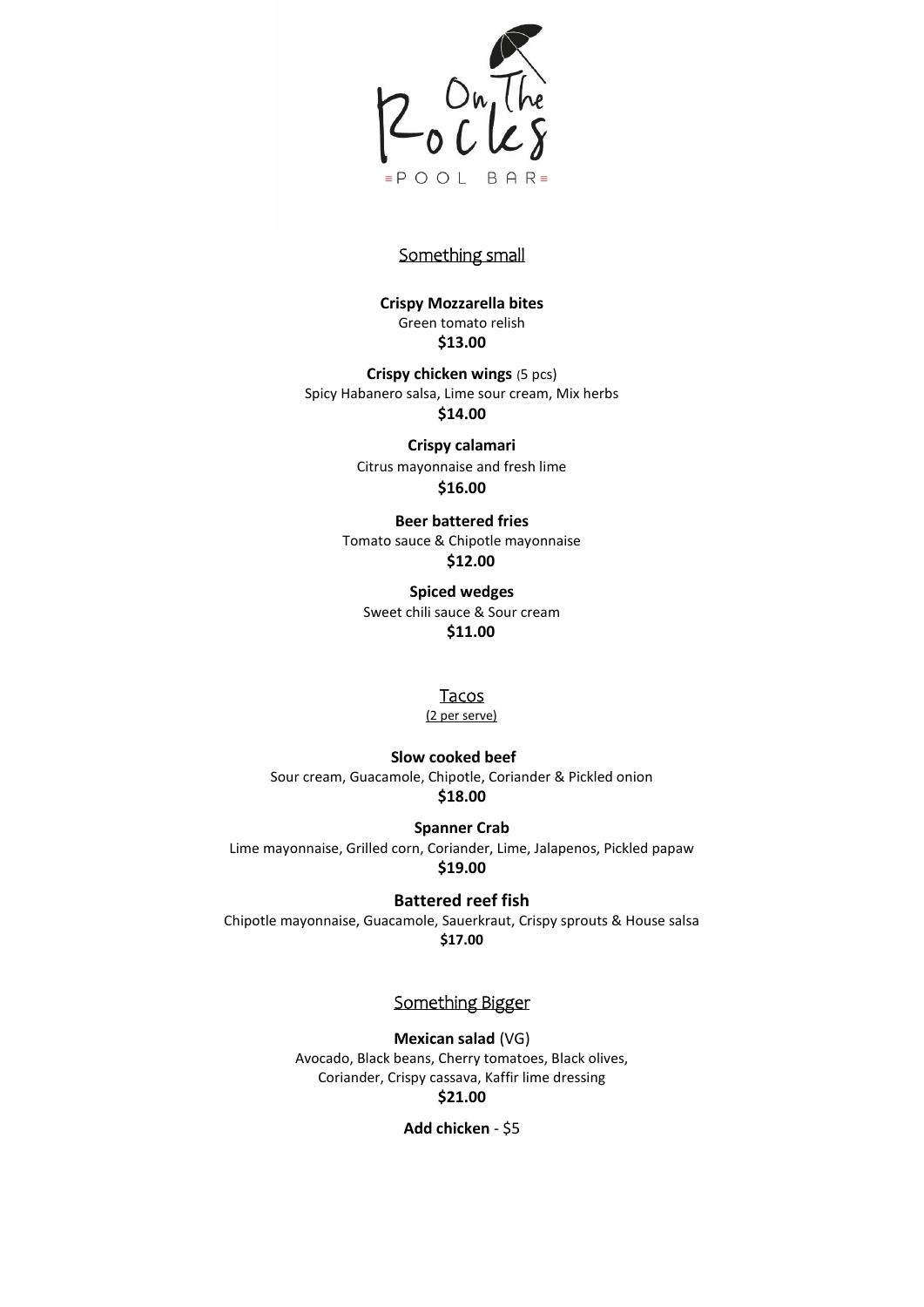# On The Rocks

POOL BAR

## Something small

**Crispy Mozzarella bites**
Green tomato relish
**$13.00**

**Crispy chicken wings** (5 pcs)
Spicy Habanero salsa, Lime sour cream, Mix herbs
**$14.00**

**Crispy calamari**
Citrus mayonnaise and fresh lime
**$16.00**

**Beer battered fries**
Tomato sauce & Chipotle mayonnaise
**$12.00**

**Spiced wedges**
Sweet chili sauce & Sour cream
**$11.00**

## Tacos

(2 per serve)

**Slow cooked beef**
Sour cream, Guacamole, Chipotle, Coriander & Pickled onion
**$18.00**

**Spanner Crab**
Lime mayonnaise, Grilled corn, Coriander, Lime, Jalapenos, Pickled papaw
**$19.00**

**Battered reef fish**
Chipotle mayonnaise, Guacamole, Sauerkraut, Crispy sprouts & House salsa
**$17.00**

## Something Bigger

**Mexican salad** (VG)
Avocado, Black beans, Cherry tomatoes, Black olives,
Coriander, Crispy cassava, Kaffir lime dressing
**$21.00**

**Add chicken** - $5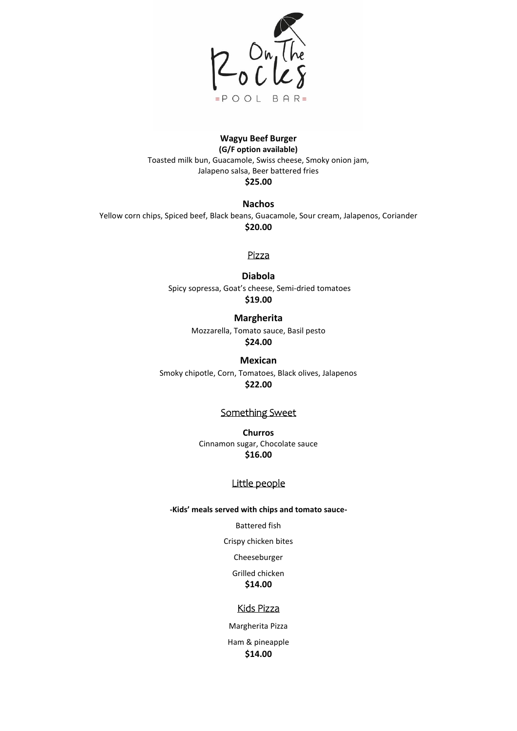On The Rocks

POOL BAR

**Wagyu Beef Burger**
**(G/F option available)**
Toasted milk bun, Guacamole, Swiss cheese, Smoky onion jam,
Jalapeno salsa, Beer battered fries
**$25.00**

**Nachos**
Yellow corn chips, Spiced beef, Black beans, Guacamole, Sour cream, Jalapenos, Coriander
**$20.00**

## Pizza

**Diabola**
Spicy sopressa, Goat's cheese, Semi-dried tomatoes
**$19.00**

**Margherita**
Mozzarella, Tomato sauce, Basil pesto
**$24.00**

**Mexican**
Smoky chipotle, Corn, Tomatoes, Black olives, Jalapenos
**$22.00**

## Something Sweet

**Churros**
Cinnamon sugar, Chocolate sauce
**$16.00**

## Little people

**-Kids' meals served with chips and tomato sauce-**

Battered fish

Crispy chicken bites

Cheeseburger

Grilled chicken
**$14.00**

## Kids Pizza

Margherita Pizza

Ham & pineapple
**$14.00**